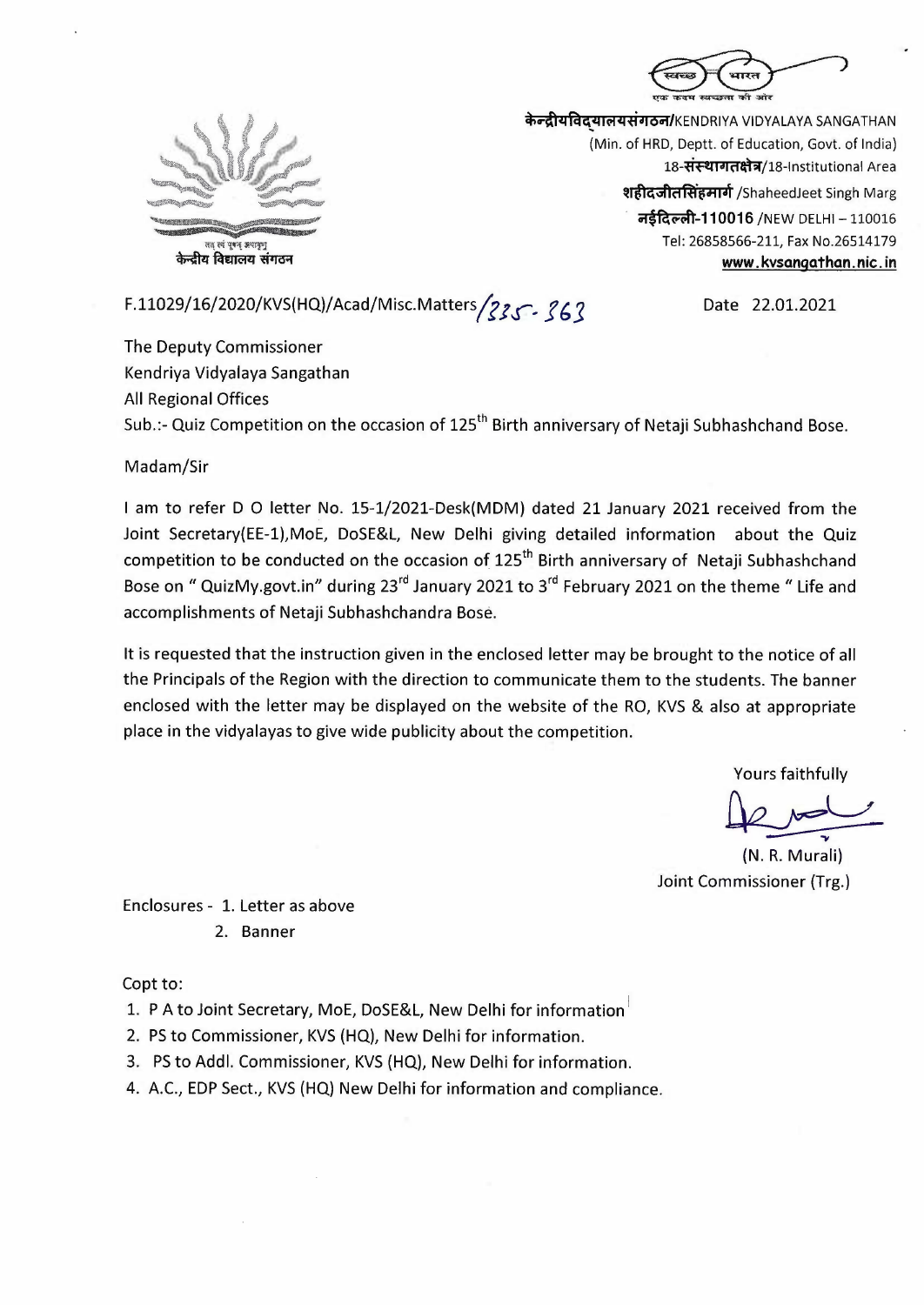स्वच्छ भारत
एक कदम स्वच्छता की ओर

केन्द्रीयविद्यालयसंगठन/KENDRIYA VIDYALAYA SANGATHAN
(Min. of HRD, Deptt. of Education, Govt. of India)
18-संस्थागतक्षेत्र/18-Institutional Area
शहीदजीतसिंहमार्ग /ShaheedJeet Singh Marg
नईदिल्ली-110016 /NEW DELHI – 110016
Tel: 26858566-211, Fax No.26514179
www.kvsangathan.nic.in

केन्द्रीय विद्यालय संगठन

F.11029/16/2020/KVS(HQ)/Acad/Misc.Matters/335-363

Date 22.01.2021

The Deputy Commissioner
Kendriya Vidyalaya Sangathan
All Regional Offices

Sub.:- Quiz Competition on the occasion of 125th Birth anniversary of Netaji Subhashchand Bose.

Madam/Sir

I am to refer D O letter No. 15-1/2021-Desk(MDM) dated 21 January 2021 received from the Joint Secretary(EE-1),MoE, DoSE&L, New Delhi giving detailed information about the Quiz competition to be conducted on the occasion of 125th Birth anniversary of Netaji Subhashchand Bose on " QuizMy.govt.in" during 23rd January 2021 to 3rd February 2021 on the theme " Life and accomplishments of Netaji Subhashchandra Bose.

It is requested that the instruction given in the enclosed letter may be brought to the notice of all the Principals of the Region with the direction to communicate them to the students. The banner enclosed with the letter may be displayed on the website of the RO, KVS & also at appropriate place in the vidyalayas to give wide publicity about the competition.

Yours faithfully

(N. R. Murali)
Joint Commissioner (Trg.)

Enclosures - 1. Letter as above
2. Banner

Copt to:

1. P A to Joint Secretary, MoE, DoSE&L, New Delhi for information
2. PS to Commissioner, KVS (HQ), New Delhi for information.
3. PS to Addl. Commissioner, KVS (HQ), New Delhi for information.
4. A.C., EDP Sect., KVS (HQ) New Delhi for information and compliance.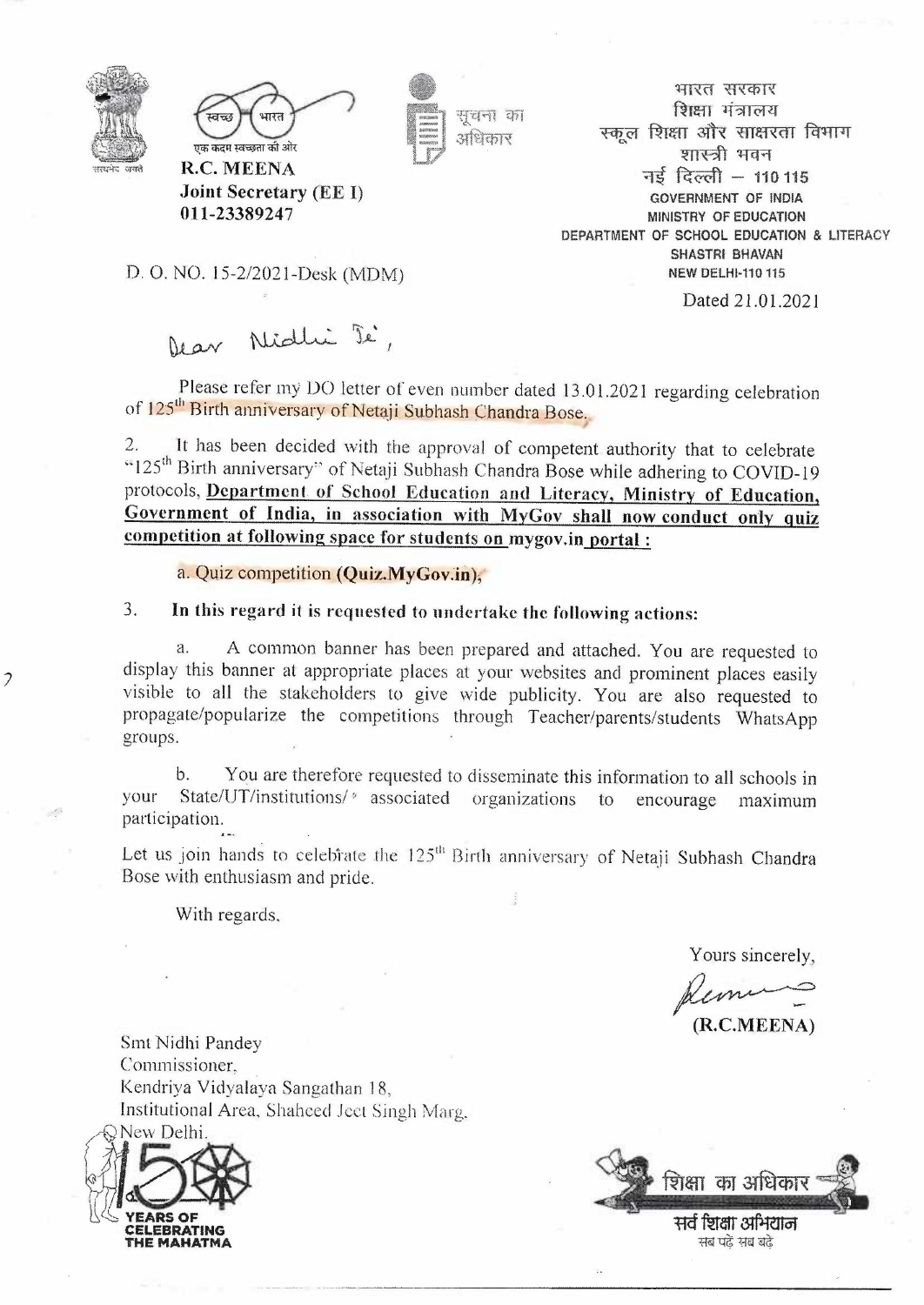**R.C. MEENA**
**Joint Secretary (EE I)**
**011-23389247**

सूचना का अधिकार

भारत सरकार
शिक्षा मंत्रालय
स्कूल शिक्षा और साक्षरता विभाग
शास्त्री भवन
नई दिल्ली – 110 115
GOVERNMENT OF INDIA
MINISTRY OF EDUCATION
DEPARTMENT OF SCHOOL EDUCATION & LITERACY
SHASTRI BHAVAN
NEW DELHI-110 115

D. O. NO. 15-2/2021-Desk (MDM)

Dated 21.01.2021

Dear Nidhi Ji,

Please refer my DO letter of even number dated 13.01.2021 regarding celebration of 125th Birth anniversary of Netaji Subhash Chandra Bose.

2. It has been decided with the approval of competent authority that to celebrate "125th Birth anniversary" of Netaji Subhash Chandra Bose while adhering to COVID-19 protocols, **Department of School Education and Literacy, Ministry of Education, Government of India, in association with MyGov shall now conduct only quiz competition at following space for students on** mygov.in **portal :**

a. Quiz competition **(Quiz.MyGov.in)**,

3. **In this regard it is requested to undertake the following actions:**

a. A common banner has been prepared and attached. You are requested to display this banner at appropriate places at your websites and prominent places easily visible to all the stakeholders to give wide publicity. You are also requested to propagate/popularize the competitions through Teacher/parents/students WhatsApp groups.

b. You are therefore requested to disseminate this information to all schools in your State/UT/institutions/ associated organizations to encourage maximum participation.

Let us join hands to celebrate the 125th Birth anniversary of Netaji Subhash Chandra Bose with enthusiasm and pride.

With regards,

Yours sincerely,

(R.C.MEENA)

Smt Nidhi Pandey
Commissioner,
Kendriya Vidyalaya Sangathan 18,
Institutional Area, Shaheed Jeet Singh Marg,
New Delhi.

शिक्षा का अधिकार
सर्व शिक्षा अभियान
सब पढ़ें सब बढ़ें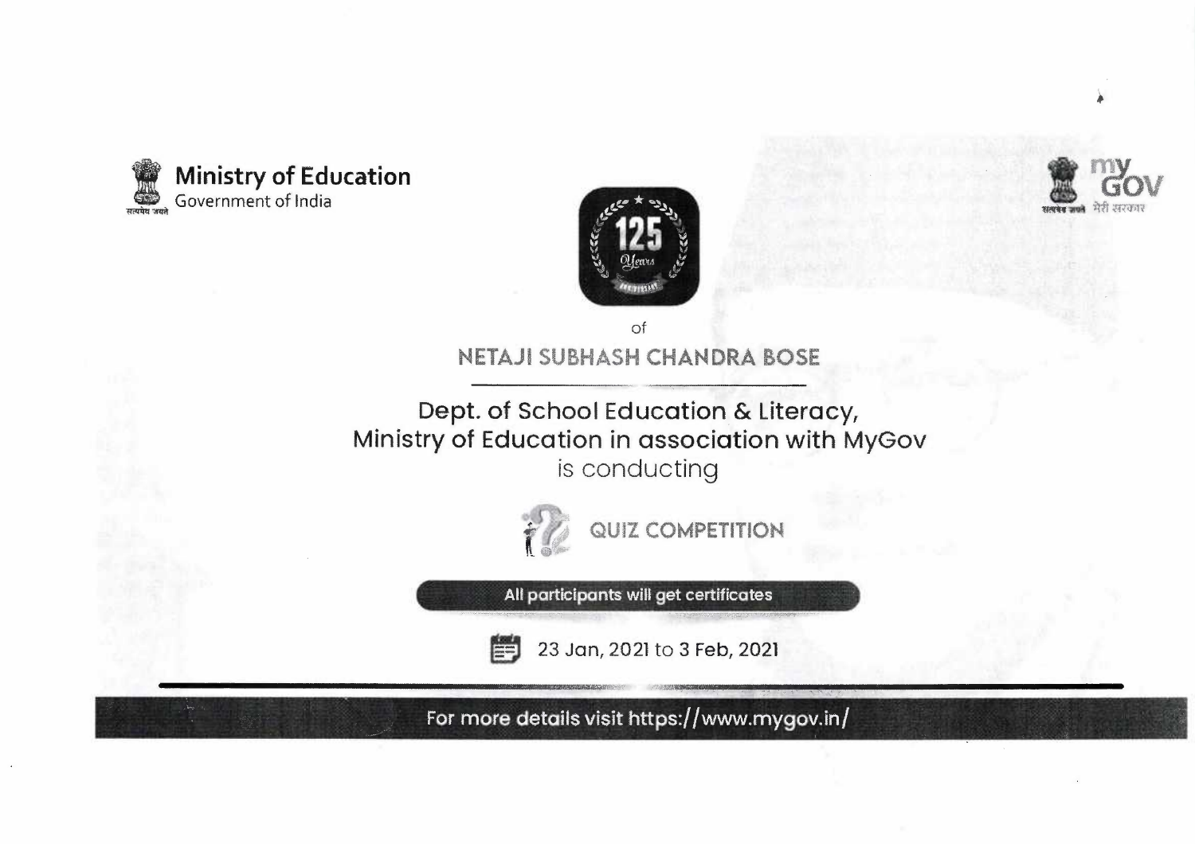**Ministry of Education**
Government of India

125 Years

of

## NETAJI SUBHASH CHANDRA BOSE

Dept. of School Education & Literacy,
Ministry of Education in association with MyGov
is conducting

### QUIZ COMPETITION

**All participants will get certificates**

23 Jan, 2021 to 3 Feb, 2021

For more details visit https://www.mygov.in/